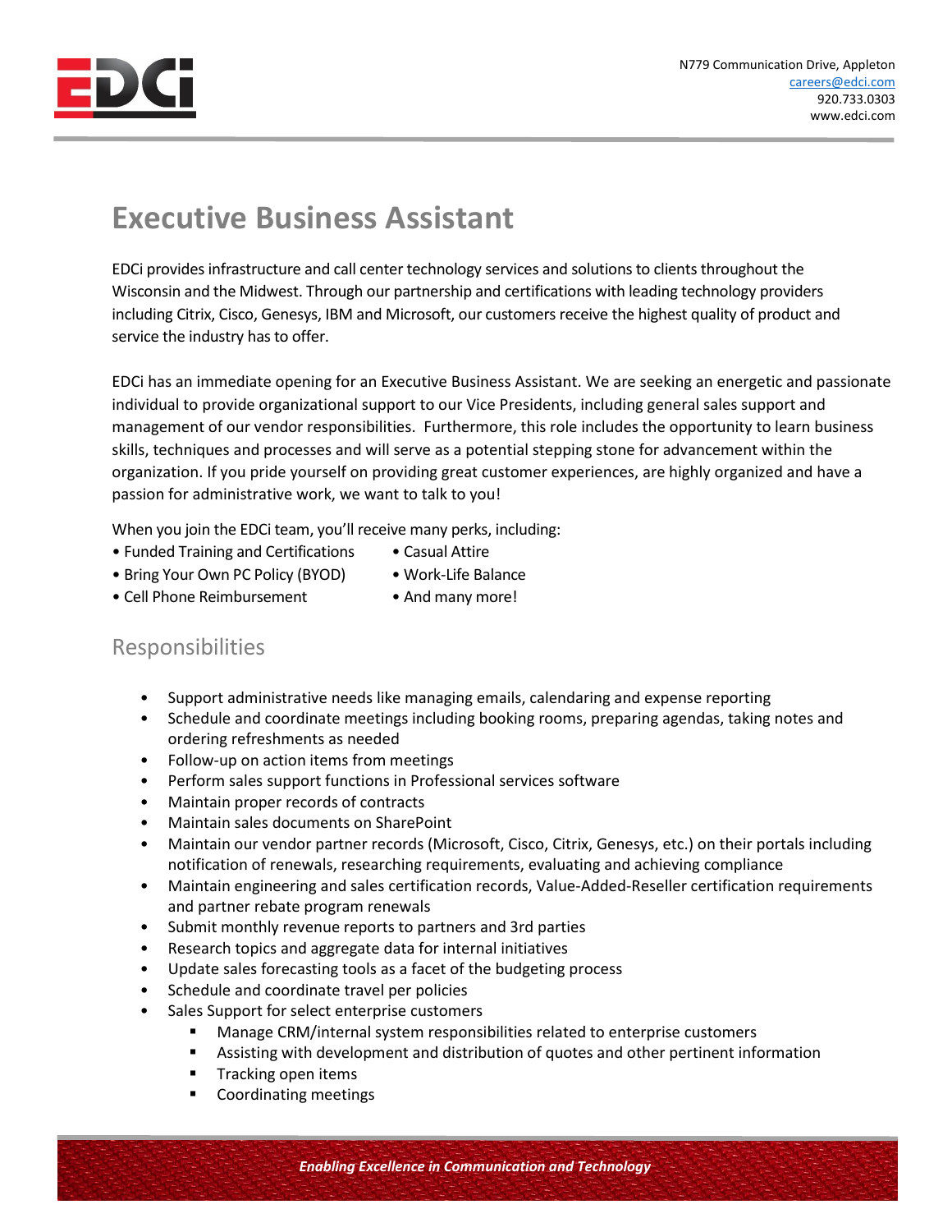N779 Communication Drive, Appleton
careers@edci.com
920.733.0303
www.edci.com

# Executive Business Assistant

EDCi provides infrastructure and call center technology services and solutions to clients throughout the Wisconsin and the Midwest. Through our partnership and certifications with leading technology providers including Citrix, Cisco, Genesys, IBM and Microsoft, our customers receive the highest quality of product and service the industry has to offer.

EDCi has an immediate opening for an Executive Business Assistant. We are seeking an energetic and passionate individual to provide organizational support to our Vice Presidents, including general sales support and management of our vendor responsibilities. Furthermore, this role includes the opportunity to learn business skills, techniques and processes and will serve as a potential stepping stone for advancement within the organization. If you pride yourself on providing great customer experiences, are highly organized and have a passion for administrative work, we want to talk to you!

When you join the EDCi team, you'll receive many perks, including:

- Funded Training and Certifications
- Bring Your Own PC Policy (BYOD)
- Cell Phone Reimbursement
- Casual Attire
- Work-Life Balance
- And many more!

## Responsibilities

- Support administrative needs like managing emails, calendaring and expense reporting
- Schedule and coordinate meetings including booking rooms, preparing agendas, taking notes and ordering refreshments as needed
- Follow-up on action items from meetings
- Perform sales support functions in Professional services software
- Maintain proper records of contracts
- Maintain sales documents on SharePoint
- Maintain our vendor partner records (Microsoft, Cisco, Citrix, Genesys, etc.) on their portals including notification of renewals, researching requirements, evaluating and achieving compliance
- Maintain engineering and sales certification records, Value-Added-Reseller certification requirements and partner rebate program renewals
- Submit monthly revenue reports to partners and 3rd parties
- Research topics and aggregate data for internal initiatives
- Update sales forecasting tools as a facet of the budgeting process
- Schedule and coordinate travel per policies
- Sales Support for select enterprise customers
  - Manage CRM/internal system responsibilities related to enterprise customers
  - Assisting with development and distribution of quotes and other pertinent information
  - Tracking open items
  - Coordinating meetings

*Enabling Excellence in Communication and Technology*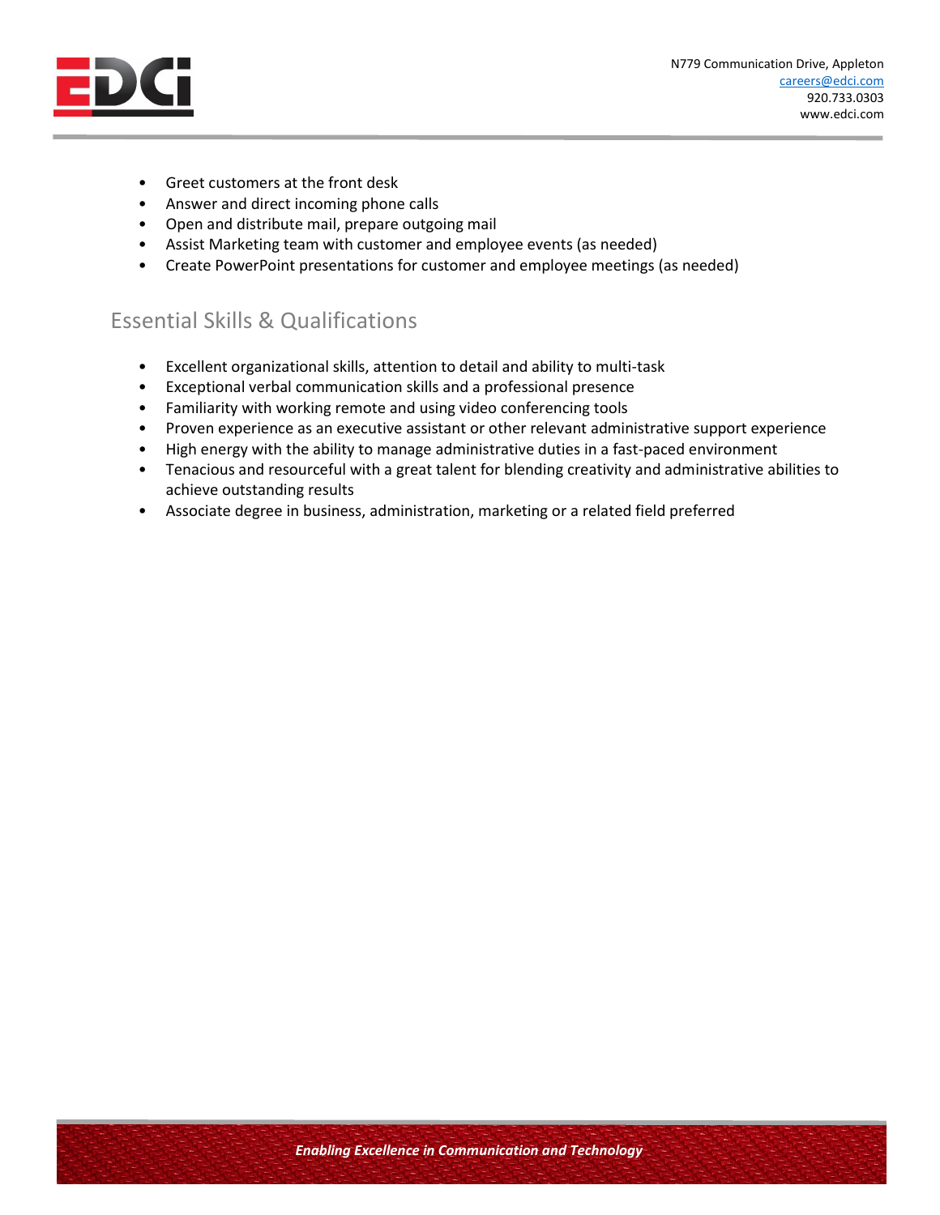- Greet customers at the front desk
- Answer and direct incoming phone calls
- Open and distribute mail, prepare outgoing mail
- Assist Marketing team with customer and employee events (as needed)
- Create PowerPoint presentations for customer and employee meetings (as needed)

## Essential Skills & Qualifications

- Excellent organizational skills, attention to detail and ability to multi-task
- Exceptional verbal communication skills and a professional presence
- Familiarity with working remote and using video conferencing tools
- Proven experience as an executive assistant or other relevant administrative support experience
- High energy with the ability to manage administrative duties in a fast-paced environment
- Tenacious and resourceful with a great talent for blending creativity and administrative abilities to achieve outstanding results
- Associate degree in business, administration, marketing or a related field preferred